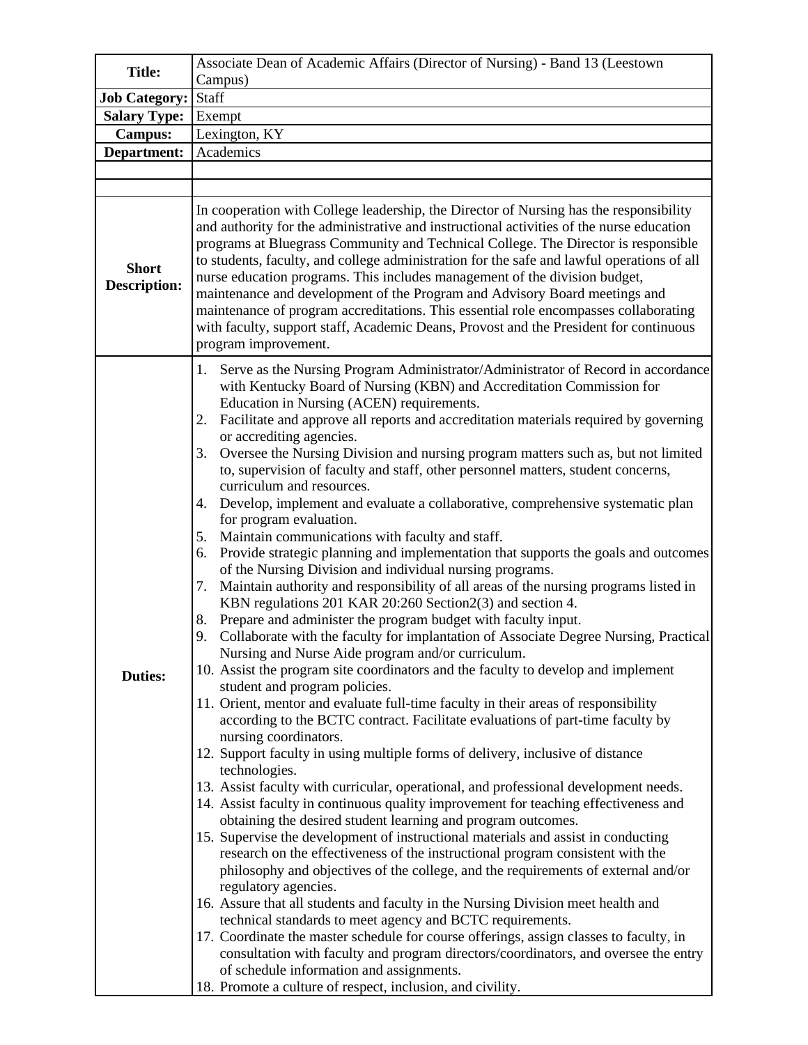| | |
|---|---|
| **Title:** | Associate Dean of Academic Affairs (Director of Nursing) - Band 13 (Leestown Campus) |
| **Job Category:** | Staff |
| **Salary Type:** | Exempt |
| **Campus:** | Lexington, KY |
| **Department:** | Academics |
| | |
| | |
| **Short Description:** | In cooperation with College leadership, the Director of Nursing has the responsibility and authority for the administrative and instructional activities of the nurse education programs at Bluegrass Community and Technical College. The Director is responsible to students, faculty, and college administration for the safe and lawful operations of all nurse education programs. This includes management of the division budget, maintenance and development of the Program and Advisory Board meetings and maintenance of program accreditations. This essential role encompasses collaborating with faculty, support staff, Academic Deans, Provost and the President for continuous program improvement. |
| **Duties:** | 1. Serve as the Nursing Program Administrator/Administrator of Record in accordance with Kentucky Board of Nursing (KBN) and Accreditation Commission for Education in Nursing (ACEN) requirements.<br>2. Facilitate and approve all reports and accreditation materials required by governing or accrediting agencies.<br>3. Oversee the Nursing Division and nursing program matters such as, but not limited to, supervision of faculty and staff, other personnel matters, student concerns, curriculum and resources.<br>4. Develop, implement and evaluate a collaborative, comprehensive systematic plan for program evaluation.<br>5. Maintain communications with faculty and staff.<br>6. Provide strategic planning and implementation that supports the goals and outcomes of the Nursing Division and individual nursing programs.<br>7. Maintain authority and responsibility of all areas of the nursing programs listed in KBN regulations 201 KAR 20:260 Section2(3) and section 4.<br>8. Prepare and administer the program budget with faculty input.<br>9. Collaborate with the faculty for implantation of Associate Degree Nursing, Practical Nursing and Nurse Aide program and/or curriculum.<br>10. Assist the program site coordinators and the faculty to develop and implement student and program policies.<br>11. Orient, mentor and evaluate full-time faculty in their areas of responsibility according to the BCTC contract. Facilitate evaluations of part-time faculty by nursing coordinators.<br>12. Support faculty in using multiple forms of delivery, inclusive of distance technologies.<br>13. Assist faculty with curricular, operational, and professional development needs.<br>14. Assist faculty in continuous quality improvement for teaching effectiveness and obtaining the desired student learning and program outcomes.<br>15. Supervise the development of instructional materials and assist in conducting research on the effectiveness of the instructional program consistent with the philosophy and objectives of the college, and the requirements of external and/or regulatory agencies.<br>16. Assure that all students and faculty in the Nursing Division meet health and technical standards to meet agency and BCTC requirements.<br>17. Coordinate the master schedule for course offerings, assign classes to faculty, in consultation with faculty and program directors/coordinators, and oversee the entry of schedule information and assignments.<br>18. Promote a culture of respect, inclusion, and civility. |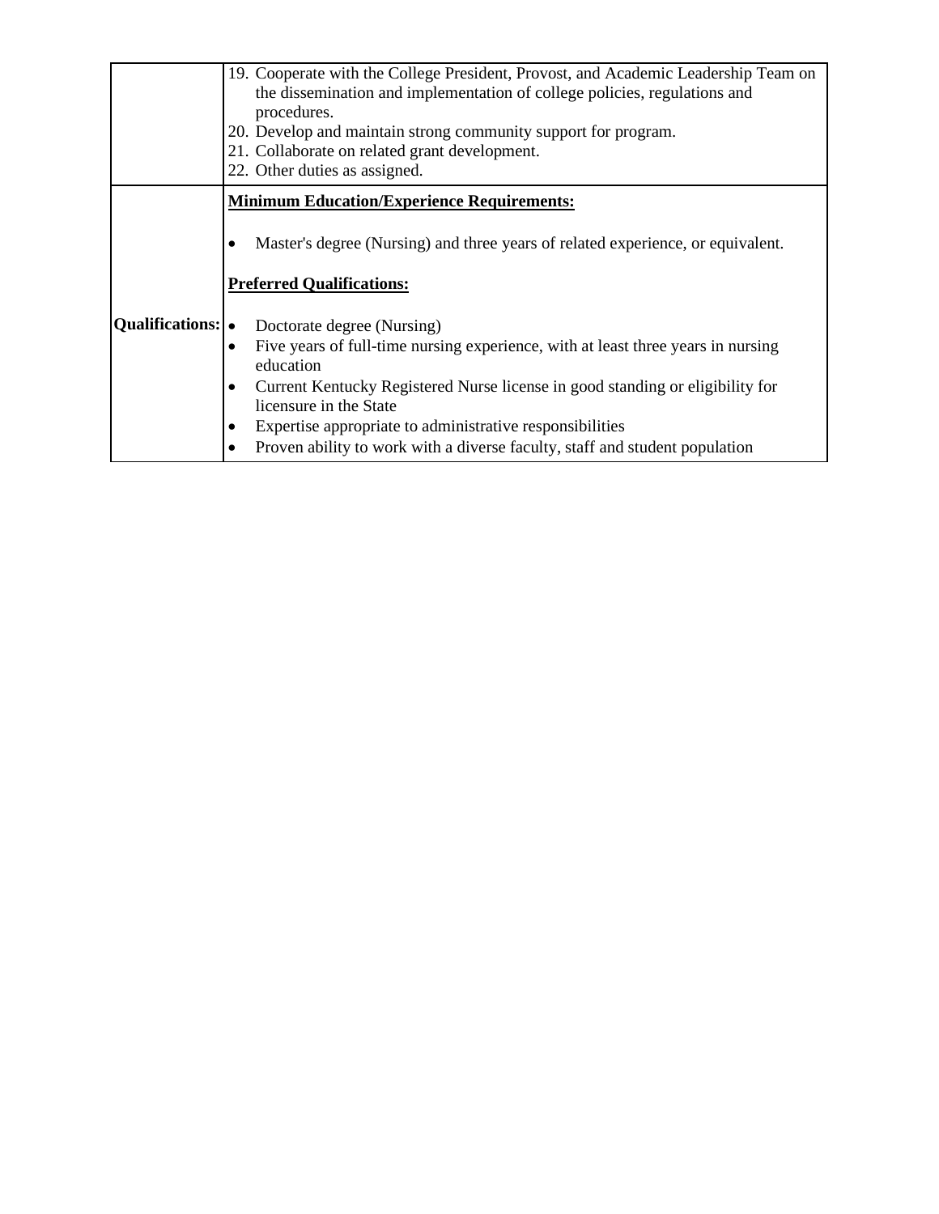| | |
|---|---|
| | 19. Cooperate with the College President, Provost, and Academic Leadership Team on the dissemination and implementation of college policies, regulations and procedures.<br>20. Develop and maintain strong community support for program.<br>21. Collaborate on related grant development.<br>22. Other duties as assigned. |
| **Qualifications:** | **Minimum Education/Experience Requirements:**<br><br>• Master's degree (Nursing) and three years of related experience, or equivalent.<br><br>**Preferred Qualifications:**<br><br>• Doctorate degree (Nursing)<br>• Five years of full-time nursing experience, with at least three years in nursing education<br>• Current Kentucky Registered Nurse license in good standing or eligibility for licensure in the State<br>• Expertise appropriate to administrative responsibilities<br>• Proven ability to work with a diverse faculty, staff and student population |